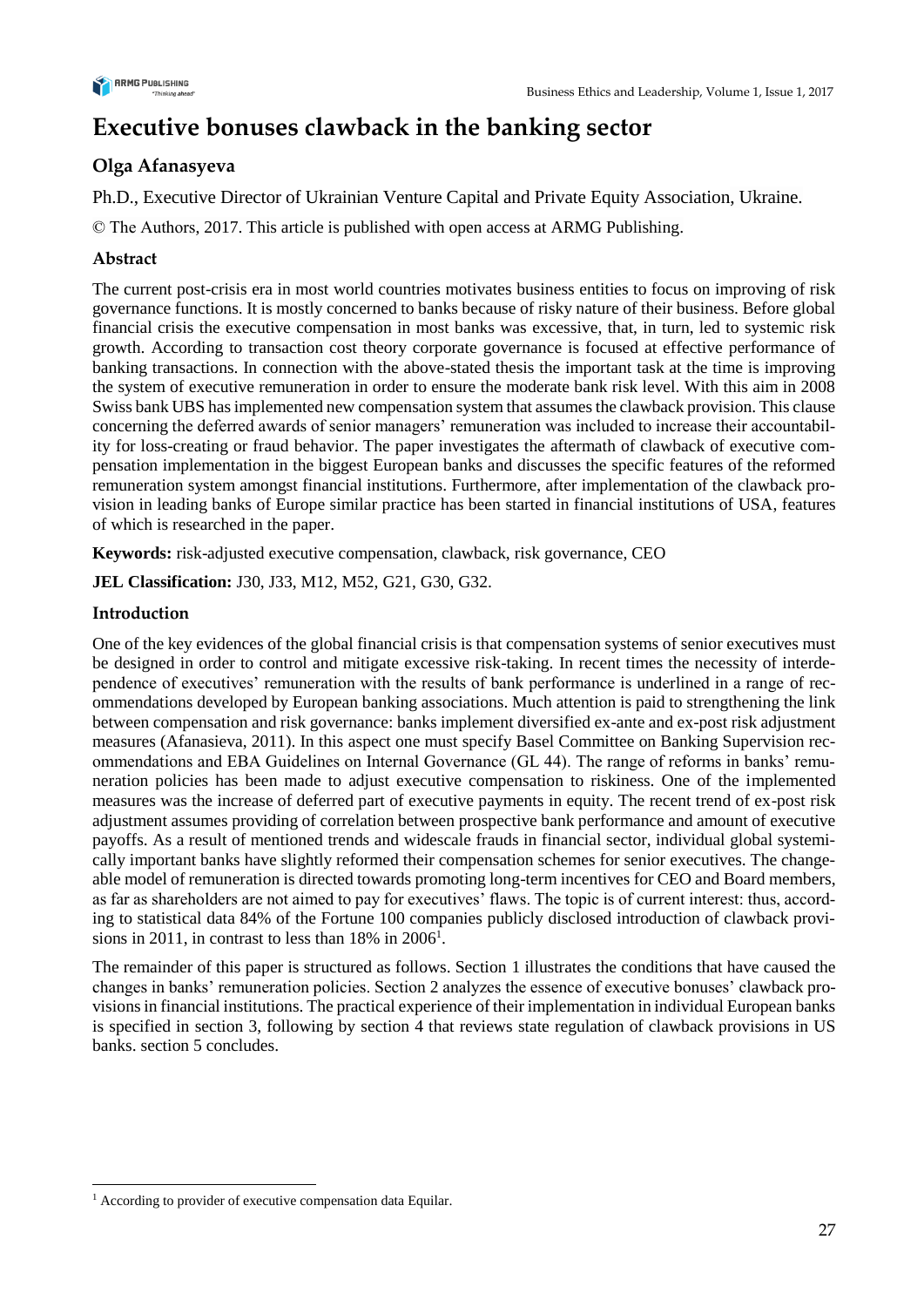# Executive bonuses clawback in the banking sector

## Olga Afanasyeva

Ph.D., Executive Director of Ukrainian Venture Capital and Private Equity Association, Ukraine.

© The Authors, 2017. This article is published with open access at ARMG Publishing.

### Abstract

The current post-crisis era in most world countries motivates business entities to focus on improving of risk governance functions. It is mostly concerned to banks because of risky nature of their business. Before global financial crisis the executive compensation in most banks was excessive, that, in turn, led to systemic risk growth. According to transaction cost theory corporate governance is focused at effective performance of banking transactions. In connection with the above-stated thesis the important task at the time is improving the system of executive remuneration in order to ensure the moderate bank risk level. With this aim in 2008 Swiss bank UBS has implemented new compensation system that assumes the clawback provision. This clause concerning the deferred awards of senior managers' remuneration was included to increase their accountability for loss-creating or fraud behavior. The paper investigates the aftermath of clawback of executive compensation implementation in the biggest European banks and discusses the specific features of the reformed remuneration system amongst financial institutions. Furthermore, after implementation of the clawback provision in leading banks of Europe similar practice has been started in financial institutions of USA, features of which is researched in the paper.

**Keywords:** risk-adjusted executive compensation, clawback, risk governance, CEO

**JEL Classification:** J30, J33, M12, M52, G21, G30, G32.

### Introduction

One of the key evidences of the global financial crisis is that compensation systems of senior executives must be designed in order to control and mitigate excessive risk-taking. In recent times the necessity of interdependence of executives' remuneration with the results of bank performance is underlined in a range of recommendations developed by European banking associations. Much attention is paid to strengthening the link between compensation and risk governance: banks implement diversified ex-ante and ex-post risk adjustment measures (Afanasieva, 2011). In this aspect one must specify Basel Committee on Banking Supervision recommendations and EBA Guidelines on Internal Governance (GL 44). The range of reforms in banks' remuneration policies has been made to adjust executive compensation to riskiness. One of the implemented measures was the increase of deferred part of executive payments in equity. The recent trend of ex-post risk adjustment assumes providing of correlation between prospective bank performance and amount of executive payoffs. As a result of mentioned trends and widescale frauds in financial sector, individual global systemically important banks have slightly reformed their compensation schemes for senior executives. The changeable model of remuneration is directed towards promoting long-term incentives for CEO and Board members, as far as shareholders are not aimed to pay for executives' flaws. The topic is of current interest: thus, according to statistical data 84% of the Fortune 100 companies publicly disclosed introduction of clawback provisions in 2011, in contrast to less than 18% in 2006[1].

The remainder of this paper is structured as follows. Section 1 illustrates the conditions that have caused the changes in banks' remuneration policies. Section 2 analyzes the essence of executive bonuses' clawback provisions in financial institutions. The practical experience of their implementation in individual European banks is specified in section 3, following by section 4 that reviews state regulation of clawback provisions in US banks. section 5 concludes.

[1] According to provider of executive compensation data Equilar.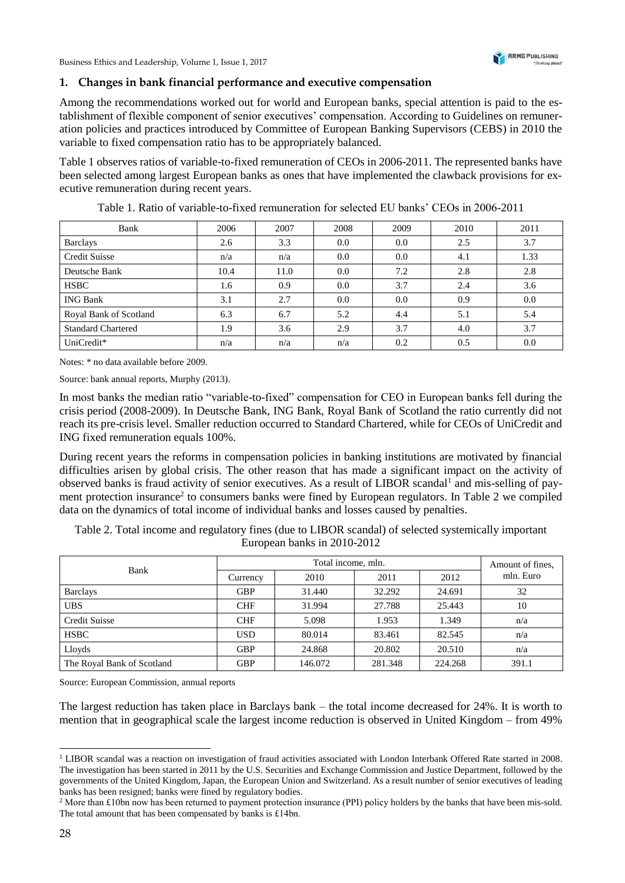## 1. Changes in bank financial performance and executive compensation

Among the recommendations worked out for world and European banks, special attention is paid to the establishment of flexible component of senior executives' compensation. According to Guidelines on remuneration policies and practices introduced by Committee of European Banking Supervisors (CEBS) in 2010 the variable to fixed compensation ratio has to be appropriately balanced.

Table 1 observes ratios of variable-to-fixed remuneration of CEOs in 2006-2011. The represented banks have been selected among largest European banks as ones that have implemented the clawback provisions for executive remuneration during recent years.

Table 1. Ratio of variable-to-fixed remuneration for selected EU banks' CEOs in 2006-2011

| Bank | 2006 | 2007 | 2008 | 2009 | 2010 | 2011 |
|---|---|---|---|---|---|---|
| Barclays | 2.6 | 3.3 | 0.0 | 0.0 | 2.5 | 3.7 |
| Credit Suisse | n/a | n/a | 0.0 | 0.0 | 4.1 | 1.33 |
| Deutsche Bank | 10.4 | 11.0 | 0.0 | 7.2 | 2.8 | 2.8 |
| HSBC | 1.6 | 0.9 | 0.0 | 3.7 | 2.4 | 3.6 |
| ING Bank | 3.1 | 2.7 | 0.0 | 0.0 | 0.9 | 0.0 |
| Royal Bank of Scotland | 6.3 | 6.7 | 5.2 | 4.4 | 5.1 | 5.4 |
| Standard Chartered | 1.9 | 3.6 | 2.9 | 3.7 | 4.0 | 3.7 |
| UniCredit* | n/a | n/a | n/a | 0.2 | 0.5 | 0.0 |

Notes: * no data available before 2009.

Source: bank annual reports, Murphy (2013).

In most banks the median ratio "variable-to-fixed" compensation for CEO in European banks fell during the crisis period (2008-2009). In Deutsche Bank, ING Bank, Royal Bank of Scotland the ratio currently did not reach its pre-crisis level. Smaller reduction occurred to Standard Chartered, while for CEOs of UniCredit and ING fixed remuneration equals 100%.

During recent years the reforms in compensation policies in banking institutions are motivated by financial difficulties arisen by global crisis. The other reason that has made a significant impact on the activity of observed banks is fraud activity of senior executives. As a result of LIBOR scandal[1] and mis-selling of payment protection insurance[2] to consumers banks were fined by European regulators. In Table 2 we compiled data on the dynamics of total income of individual banks and losses caused by penalties.

Table 2. Total income and regulatory fines (due to LIBOR scandal) of selected systemically important European banks in 2010-2012

| Bank | Total income, mln. | | | | Amount of fines, mln. Euro |
|---|---|---|---|---|---|
| | Currency | 2010 | 2011 | 2012 | |
| Barclays | GBP | 31.440 | 32.292 | 24.691 | 32 |
| UBS | CHF | 31.994 | 27.788 | 25.443 | 10 |
| Credit Suisse | CHF | 5.098 | 1.953 | 1.349 | n/a |
| HSBC | USD | 80.014 | 83.461 | 82.545 | n/a |
| Lloyds | GBP | 24.868 | 20.802 | 20.510 | n/a |
| The Royal Bank of Scotland | GBP | 146.072 | 281.348 | 224.268 | 391.1 |

Source: European Commission, annual reports

The largest reduction has taken place in Barclays bank – the total income decreased for 24%. It is worth to mention that in geographical scale the largest income reduction is observed in United Kingdom – from 49%

[1] LIBOR scandal was a reaction on investigation of fraud activities associated with London Interbank Offered Rate started in 2008. The investigation has been started in 2011 by the U.S. Securities and Exchange Commission and Justice Department, followed by the governments of the United Kingdom, Japan, the European Union and Switzerland. As a result number of senior executives of leading banks has been resigned; banks were fined by regulatory bodies.

[2] More than £10bn now has been returned to payment protection insurance (PPI) policy holders by the banks that have been mis-sold. The total amount that has been compensated by banks is £14bn.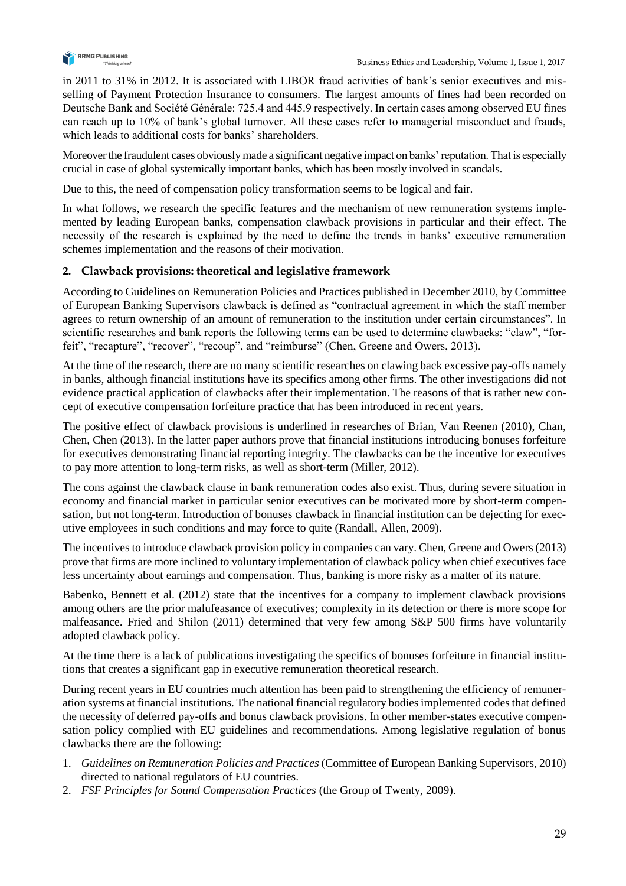in 2011 to 31% in 2012. It is associated with LIBOR fraud activities of bank's senior executives and mis-selling of Payment Protection Insurance to consumers. The largest amounts of fines had been recorded on Deutsche Bank and Société Générale: 725.4 and 445.9 respectively. In certain cases among observed EU fines can reach up to 10% of bank's global turnover. All these cases refer to managerial misconduct and frauds, which leads to additional costs for banks' shareholders.

Moreover the fraudulent cases obviously made a significant negative impact on banks' reputation. That is especially crucial in case of global systemically important banks, which has been mostly involved in scandals.

Due to this, the need of compensation policy transformation seems to be logical and fair.

In what follows, we research the specific features and the mechanism of new remuneration systems implemented by leading European banks, compensation clawback provisions in particular and their effect. The necessity of the research is explained by the need to define the trends in banks' executive remuneration schemes implementation and the reasons of their motivation.

## 2. Clawback provisions: theoretical and legislative framework

According to Guidelines on Remuneration Policies and Practices published in December 2010, by Committee of European Banking Supervisors clawback is defined as "contractual agreement in which the staff member agrees to return ownership of an amount of remuneration to the institution under certain circumstances". In scientific researches and bank reports the following terms can be used to determine clawbacks: "claw", "forfeit", "recapture", "recover", "recoup", and "reimburse" (Chen, Greene and Owers, 2013).

At the time of the research, there are no many scientific researches on clawing back excessive pay-offs namely in banks, although financial institutions have its specifics among other firms. The other investigations did not evidence practical application of clawbacks after their implementation. The reasons of that is rather new concept of executive compensation forfeiture practice that has been introduced in recent years.

The positive effect of clawback provisions is underlined in researches of Brian, Van Reenen (2010), Chan, Chen, Chen (2013). In the latter paper authors prove that financial institutions introducing bonuses forfeiture for executives demonstrating financial reporting integrity. The clawbacks can be the incentive for executives to pay more attention to long-term risks, as well as short-term (Miller, 2012).

The cons against the clawback clause in bank remuneration codes also exist. Thus, during severe situation in economy and financial market in particular senior executives can be motivated more by short-term compensation, but not long-term. Introduction of bonuses clawback in financial institution can be dejecting for executive employees in such conditions and may force to quite (Randall, Allen, 2009).

The incentives to introduce clawback provision policy in companies can vary. Chen, Greene and Owers (2013) prove that firms are more inclined to voluntary implementation of clawback policy when chief executives face less uncertainty about earnings and compensation. Thus, banking is more risky as a matter of its nature.

Babenko, Bennett et al. (2012) state that the incentives for a company to implement clawback provisions among others are the prior malufeasance of executives; complexity in its detection or there is more scope for malfeasance. Fried and Shilon (2011) determined that very few among S&P 500 firms have voluntarily adopted clawback policy.

At the time there is a lack of publications investigating the specifics of bonuses forfeiture in financial institutions that creates a significant gap in executive remuneration theoretical research.

During recent years in EU countries much attention has been paid to strengthening the efficiency of remuneration systems at financial institutions. The national financial regulatory bodies implemented codes that defined the necessity of deferred pay-offs and bonus clawback provisions. In other member-states executive compensation policy complied with EU guidelines and recommendations. Among legislative regulation of bonus clawbacks there are the following:

1. *Guidelines on Remuneration Policies and Practices* (Committee of European Banking Supervisors, 2010) directed to national regulators of EU countries.
2. *FSF Principles for Sound Compensation Practices* (the Group of Twenty, 2009).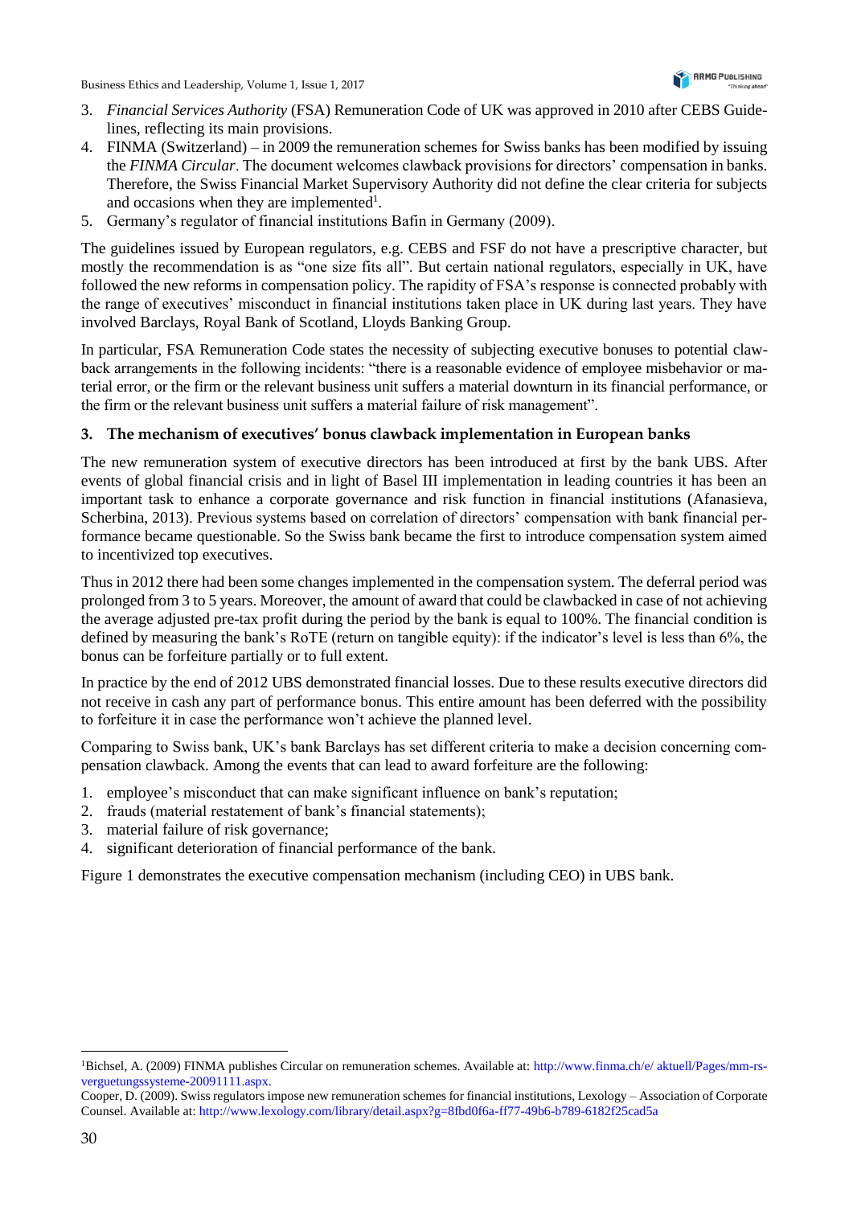3. *Financial Services Authority* (FSA) Remuneration Code of UK was approved in 2010 after CEBS Guidelines, reflecting its main provisions.
4. FINMA (Switzerland) – in 2009 the remuneration schemes for Swiss banks has been modified by issuing the *FINMA Circular*. The document welcomes clawback provisions for directors' compensation in banks. Therefore, the Swiss Financial Market Supervisory Authority did not define the clear criteria for subjects and occasions when they are implemented[1].
5. Germany's regulator of financial institutions Bafin in Germany (2009).

The guidelines issued by European regulators, e.g. CEBS and FSF do not have a prescriptive character, but mostly the recommendation is as "one size fits all". But certain national regulators, especially in UK, have followed the new reforms in compensation policy. The rapidity of FSA's response is connected probably with the range of executives' misconduct in financial institutions taken place in UK during last years. They have involved Barclays, Royal Bank of Scotland, Lloyds Banking Group.

In particular, FSA Remuneration Code states the necessity of subjecting executive bonuses to potential clawback arrangements in the following incidents: "there is a reasonable evidence of employee misbehavior or material error, or the firm or the relevant business unit suffers a material downturn in its financial performance, or the firm or the relevant business unit suffers a material failure of risk management".

## 3. The mechanism of executives' bonus clawback implementation in European banks

The new remuneration system of executive directors has been introduced at first by the bank UBS. After events of global financial crisis and in light of Basel III implementation in leading countries it has been an important task to enhance a corporate governance and risk function in financial institutions (Afanasieva, Scherbina, 2013). Previous systems based on correlation of directors' compensation with bank financial performance became questionable. So the Swiss bank became the first to introduce compensation system aimed to incentivized top executives.

Thus in 2012 there had been some changes implemented in the compensation system. The deferral period was prolonged from 3 to 5 years. Moreover, the amount of award that could be clawbacked in case of not achieving the average adjusted pre-tax profit during the period by the bank is equal to 100%. The financial condition is defined by measuring the bank's RoTE (return on tangible equity): if the indicator's level is less than 6%, the bonus can be forfeiture partially or to full extent.

In practice by the end of 2012 UBS demonstrated financial losses. Due to these results executive directors did not receive in cash any part of performance bonus. This entire amount has been deferred with the possibility to forfeiture it in case the performance won't achieve the planned level.

Comparing to Swiss bank, UK's bank Barclays has set different criteria to make a decision concerning compensation clawback. Among the events that can lead to award forfeiture are the following:

1. employee's misconduct that can make significant influence on bank's reputation;
2. frauds (material restatement of bank's financial statements);
3. material failure of risk governance;
4. significant deterioration of financial performance of the bank.

Figure 1 demonstrates the executive compensation mechanism (including CEO) in UBS bank.

---

[1] Bichsel, A. (2009) FINMA publishes Circular on remuneration schemes. Available at: http://www.finma.ch/e/ aktuell/Pages/mm-rs-verguetungssysteme-20091111.aspx.

Cooper, D. (2009). Swiss regulators impose new remuneration schemes for financial institutions, Lexology – Association of Corporate Counsel. Available at: http://www.lexology.com/library/detail.aspx?g=8fbd0f6a-ff77-49b6-b789-6182f25cad5a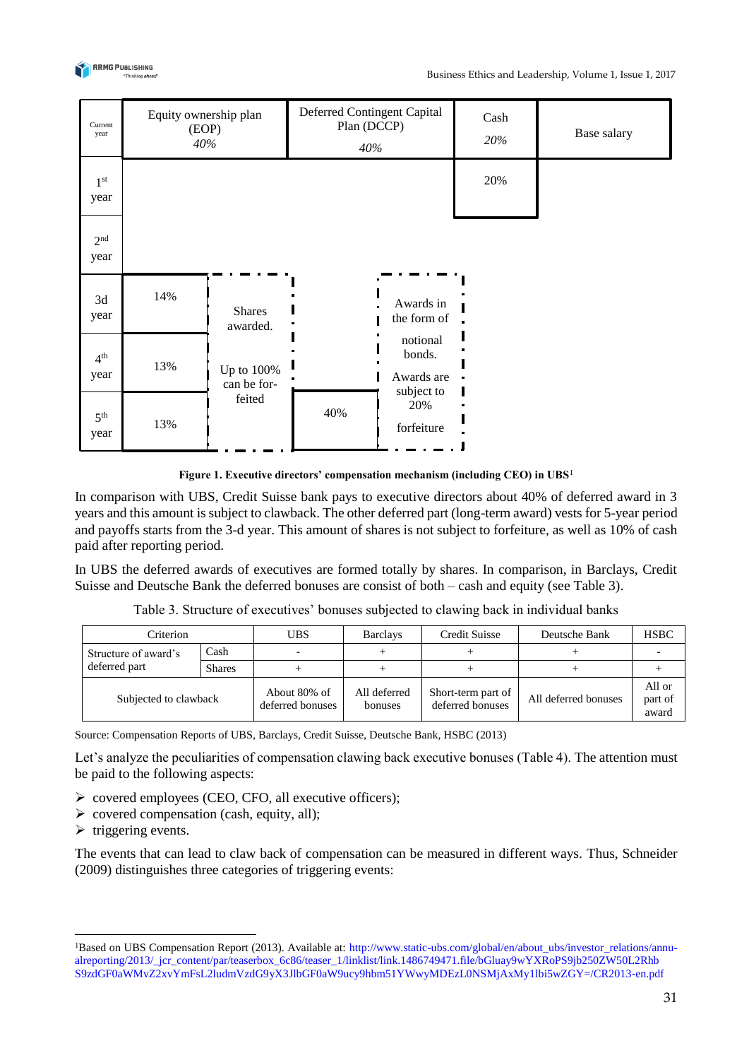Current year

Equity ownership plan (EOP) 40%

Deferred Contingent Capital Plan (DCCP) 40%

Cash 20%

Base salary

1st year

20%

2nd year

3d year

14%

4th year

13%

5th year

13%

Shares awarded.

Up to 100% can be forfeited

40%

Awards in the form of notional bonds.

Awards are subject to 20% forfeiture

**Figure 1. Executive directors' compensation mechanism (including CEO) in UBS[1]**

In comparison with UBS, Credit Suisse bank pays to executive directors about 40% of deferred award in 3 years and this amount is subject to clawback. The other deferred part (long-term award) vests for 5-year period and payoffs starts from the 3-d year. This amount of shares is not subject to forfeiture, as well as 10% of cash paid after reporting period.

In UBS the deferred awards of executives are formed totally by shares. In comparison, in Barclays, Credit Suisse and Deutsche Bank the deferred bonuses are consist of both – cash and equity (see Table 3).

Table 3. Structure of executives' bonuses subjected to clawing back in individual banks

| Criterion | | UBS | Barclays | Credit Suisse | Deutsche Bank | HSBC |
|---|---|---|---|---|---|---|
| Structure of award's deferred part | Cash | - | + | + | + | - |
| | Shares | + | + | + | + | + |
| Subjected to clawback | | About 80% of deferred bonuses | All deferred bonuses | Short-term part of deferred bonuses | All deferred bonuses | All or part of award |

Source: Compensation Reports of UBS, Barclays, Credit Suisse, Deutsche Bank, HSBC (2013)

Let's analyze the peculiarities of compensation clawing back executive bonuses (Table 4). The attention must be paid to the following aspects:

- covered employees (CEO, CFO, all executive officers);
- covered compensation (cash, equity, all);
- triggering events.

The events that can lead to claw back of compensation can be measured in different ways. Thus, Schneider (2009) distinguishes three categories of triggering events:

---

[1]Based on UBS Compensation Report (2013). Available at: http://www.static-ubs.com/global/en/about_ubs/investor_relations/annualreporting/2013/_jcr_content/par/teaserbox_6c86/teaser_1/linklist/link.1486749471.file/bGluay9wYXRoPS9jb250ZW50L2RhbS9zdGF0aWMvZ2xvYmFsL2ludmVzdG9yX3JlbGF0aW9ucy9hbm51YWwyMDEzL0NSMjAxMy1lbi5wZGY=/CR2013-en.pdf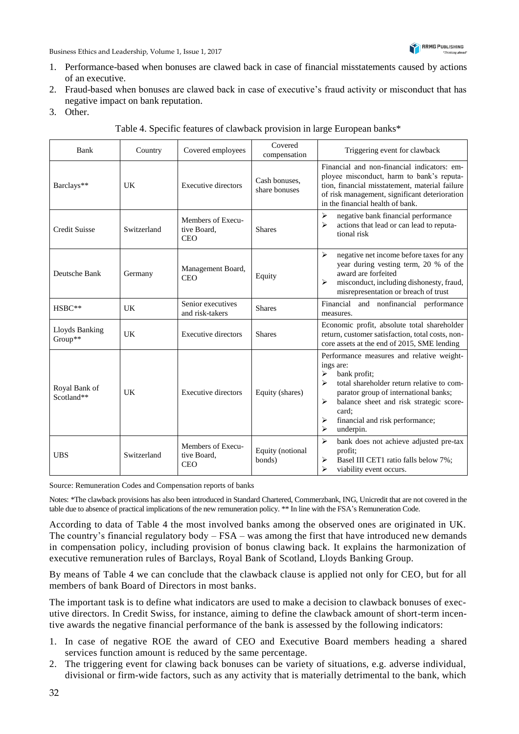1. Performance-based when bonuses are clawed back in case of financial misstatements caused by actions of an executive.
2. Fraud-based when bonuses are clawed back in case of executive's fraud activity or misconduct that has negative impact on bank reputation.
3. Other.

Table 4. Specific features of clawback provision in large European banks*

| Bank | Country | Covered employees | Covered compensation | Triggering event for clawback |
|---|---|---|---|---|
| Barclays** | UK | Executive directors | Cash bonuses, share bonuses | Financial and non-financial indicators: employee misconduct, harm to bank's reputation, financial misstatement, material failure of risk management, significant deterioration in the financial health of bank. |
| Credit Suisse | Switzerland | Members of Executive Board, CEO | Shares | ➢ negative bank financial performance<br>➢ actions that lead or can lead to reputational risk |
| Deutsche Bank | Germany | Management Board, CEO | Equity | ➢ negative net income before taxes for any year during vesting term, 20 % of the award are forfeited<br>➢ misconduct, including dishonesty, fraud, misrepresentation or breach of trust |
| HSBC** | UK | Senior executives and risk-takers | Shares | Financial and nonfinancial performance measures. |
| Lloyds Banking Group** | UK | Executive directors | Shares | Economic profit, absolute total shareholder return, customer satisfaction, total costs, non-core assets at the end of 2015, SME lending |
| Royal Bank of Scotland** | UK | Executive directors | Equity (shares) | Performance measures and relative weightings are:<br>➢ bank profit;<br>➢ total shareholder return relative to comparator group of international banks;<br>➢ balance sheet and risk strategic scorecard;<br>➢ financial and risk performance;<br>➢ underpin. |
| UBS | Switzerland | Members of Executive Board, CEO | Equity (notional bonds) | ➢ bank does not achieve adjusted pre-tax profit;<br>➢ Basel III CET1 ratio falls below 7%;<br>➢ viability event occurs. |

Source: Remuneration Codes and Compensation reports of banks

Notes: *The clawback provisions has also been introduced in Standard Chartered, Commerzbank, ING, Unicredit that are not covered in the table due to absence of practical implications of the new remuneration policy. ** In line with the FSA's Remuneration Code.

According to data of Table 4 the most involved banks among the observed ones are originated in UK. The country's financial regulatory body – FSA – was among the first that have introduced new demands in compensation policy, including provision of bonus clawing back. It explains the harmonization of executive remuneration rules of Barclays, Royal Bank of Scotland, Lloyds Banking Group.

By means of Table 4 we can conclude that the clawback clause is applied not only for CEO, but for all members of bank Board of Directors in most banks.

The important task is to define what indicators are used to make a decision to clawback bonuses of executive directors. In Credit Swiss, for instance, aiming to define the clawback amount of short-term incentive awards the negative financial performance of the bank is assessed by the following indicators:

1. In case of negative ROE the award of CEO and Executive Board members heading a shared services function amount is reduced by the same percentage.
2. The triggering event for clawing back bonuses can be variety of situations, e.g. adverse individual, divisional or firm-wide factors, such as any activity that is materially detrimental to the bank, which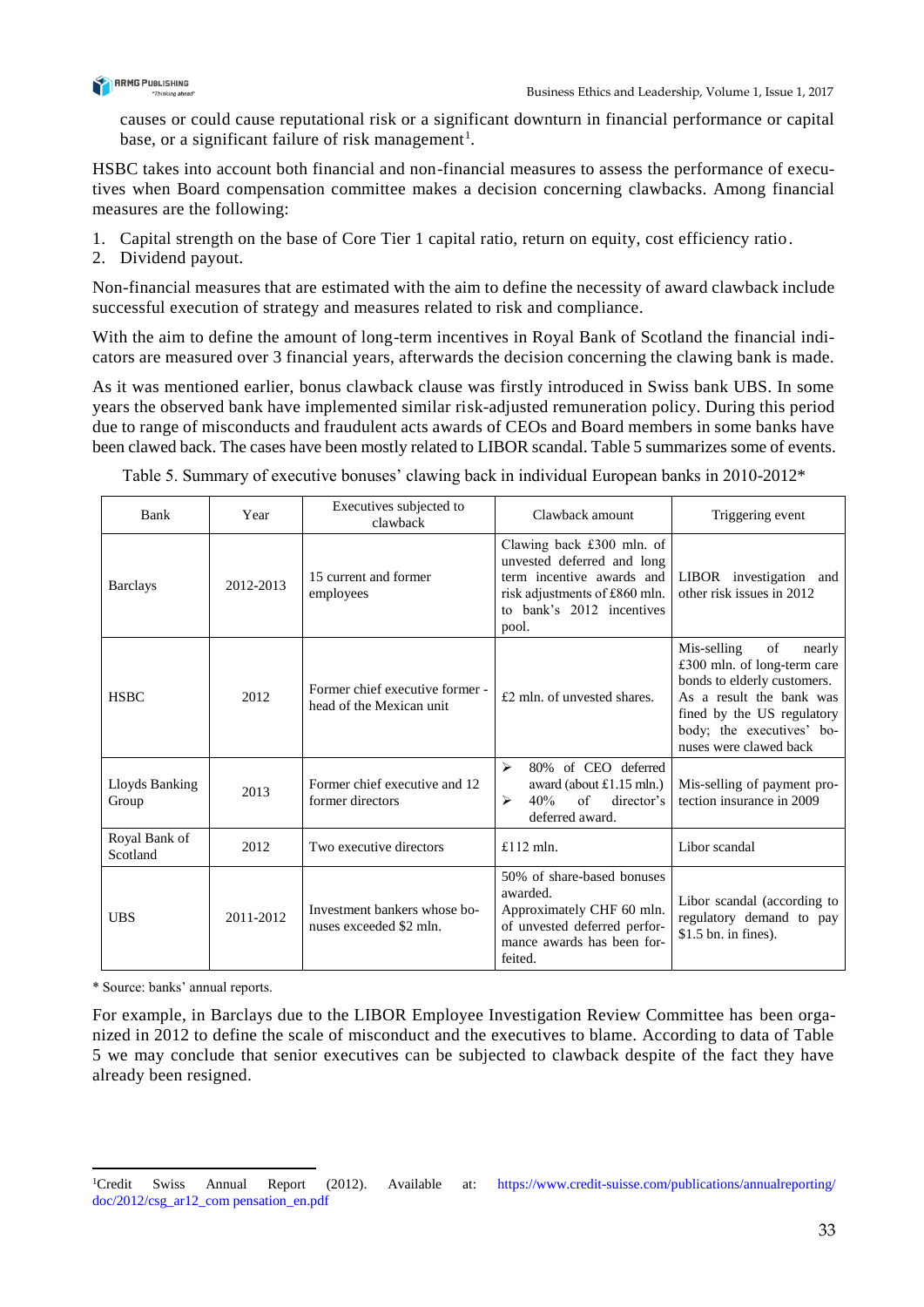causes or could cause reputational risk or a significant downturn in financial performance or capital base, or a significant failure of risk management[1].

HSBC takes into account both financial and non-financial measures to assess the performance of executives when Board compensation committee makes a decision concerning clawbacks. Among financial measures are the following:

1. Capital strength on the base of Core Tier 1 capital ratio, return on equity, cost efficiency ratio.
2. Dividend payout.

Non-financial measures that are estimated with the aim to define the necessity of award clawback include successful execution of strategy and measures related to risk and compliance.

With the aim to define the amount of long-term incentives in Royal Bank of Scotland the financial indicators are measured over 3 financial years, afterwards the decision concerning the clawing bank is made.

As it was mentioned earlier, bonus clawback clause was firstly introduced in Swiss bank UBS. In some years the observed bank have implemented similar risk-adjusted remuneration policy. During this period due to range of misconducts and fraudulent acts awards of CEOs and Board members in some banks have been clawed back. The cases have been mostly related to LIBOR scandal. Table 5 summarizes some of events.

Table 5. Summary of executive bonuses' clawing back in individual European banks in 2010-2012*

| Bank | Year | Executives subjected to clawback | Clawback amount | Triggering event |
|---|---|---|---|---|
| Barclays | 2012-2013 | 15 current and former employees | Clawing back £300 mln. of unvested deferred and long term incentive awards and risk adjustments of £860 mln. to bank's 2012 incentives pool. | LIBOR investigation and other risk issues in 2012 |
| HSBC | 2012 | Former chief executive former - head of the Mexican unit | £2 mln. of unvested shares. | Mis-selling of nearly £300 mln. of long-term care bonds to elderly customers. As a result the bank was fined by the US regulatory body; the executives' bonuses were clawed back |
| Lloyds Banking Group | 2013 | Former chief executive and 12 former directors | ➢ 80% of CEO deferred award (about £1.15 mln.) ➢ 40% of director's deferred award. | Mis-selling of payment protection insurance in 2009 |
| Royal Bank of Scotland | 2012 | Two executive directors | £112 mln. | Libor scandal |
| UBS | 2011-2012 | Investment bankers whose bonuses exceeded $2 mln. | 50% of share-based bonuses awarded. Approximately CHF 60 mln. of unvested deferred performance awards has been forfeited. | Libor scandal (according to regulatory demand to pay $1.5 bn. in fines). |

\* Source: banks' annual reports.

For example, in Barclays due to the LIBOR Employee Investigation Review Committee has been organized in 2012 to define the scale of misconduct and the executives to blame. According to data of Table 5 we may conclude that senior executives can be subjected to clawback despite of the fact they have already been resigned.

---

[1] Credit Swiss Annual Report (2012). Available at: https://www.credit-suisse.com/publications/annualreporting/doc/2012/csg_ar12_com pensation_en.pdf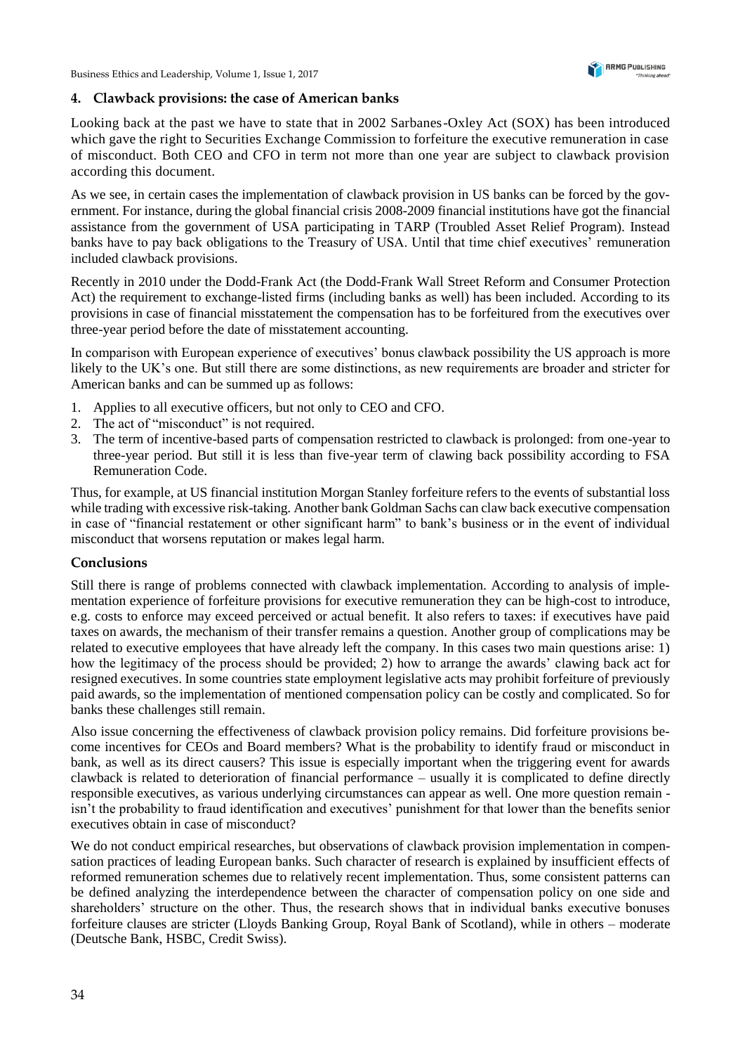## 4. Clawback provisions: the case of American banks

Looking back at the past we have to state that in 2002 Sarbanes-Oxley Act (SOX) has been introduced which gave the right to Securities Exchange Commission to forfeiture the executive remuneration in case of misconduct. Both CEO and CFO in term not more than one year are subject to clawback provision according this document.

As we see, in certain cases the implementation of clawback provision in US banks can be forced by the government. For instance, during the global financial crisis 2008-2009 financial institutions have got the financial assistance from the government of USA participating in TARP (Troubled Asset Relief Program). Instead banks have to pay back obligations to the Treasury of USA. Until that time chief executives' remuneration included clawback provisions.

Recently in 2010 under the Dodd-Frank Act (the Dodd-Frank Wall Street Reform and Consumer Protection Act) the requirement to exchange-listed firms (including banks as well) has been included. According to its provisions in case of financial misstatement the compensation has to be forfeitured from the executives over three-year period before the date of misstatement accounting.

In comparison with European experience of executives' bonus clawback possibility the US approach is more likely to the UK's one. But still there are some distinctions, as new requirements are broader and stricter for American banks and can be summed up as follows:

1. Applies to all executive officers, but not only to CEO and CFO.
2. The act of "misconduct" is not required.
3. The term of incentive-based parts of compensation restricted to clawback is prolonged: from one-year to three-year period. But still it is less than five-year term of clawing back possibility according to FSA Remuneration Code.

Thus, for example, at US financial institution Morgan Stanley forfeiture refers to the events of substantial loss while trading with excessive risk-taking. Another bank Goldman Sachs can claw back executive compensation in case of "financial restatement or other significant harm" to bank's business or in the event of individual misconduct that worsens reputation or makes legal harm.

## Conclusions

Still there is range of problems connected with clawback implementation. According to analysis of implementation experience of forfeiture provisions for executive remuneration they can be high-cost to introduce, e.g. costs to enforce may exceed perceived or actual benefit. It also refers to taxes: if executives have paid taxes on awards, the mechanism of their transfer remains a question. Another group of complications may be related to executive employees that have already left the company. In this cases two main questions arise: 1) how the legitimacy of the process should be provided; 2) how to arrange the awards' clawing back act for resigned executives. In some countries state employment legislative acts may prohibit forfeiture of previously paid awards, so the implementation of mentioned compensation policy can be costly and complicated. So for banks these challenges still remain.

Also issue concerning the effectiveness of clawback provision policy remains. Did forfeiture provisions become incentives for CEOs and Board members? What is the probability to identify fraud or misconduct in bank, as well as its direct causers? This issue is especially important when the triggering event for awards clawback is related to deterioration of financial performance – usually it is complicated to define directly responsible executives, as various underlying circumstances can appear as well. One more question remain - isn't the probability to fraud identification and executives' punishment for that lower than the benefits senior executives obtain in case of misconduct?

We do not conduct empirical researches, but observations of clawback provision implementation in compensation practices of leading European banks. Such character of research is explained by insufficient effects of reformed remuneration schemes due to relatively recent implementation. Thus, some consistent patterns can be defined analyzing the interdependence between the character of compensation policy on one side and shareholders' structure on the other. Thus, the research shows that in individual banks executive bonuses forfeiture clauses are stricter (Lloyds Banking Group, Royal Bank of Scotland), while in others – moderate (Deutsche Bank, HSBC, Credit Swiss).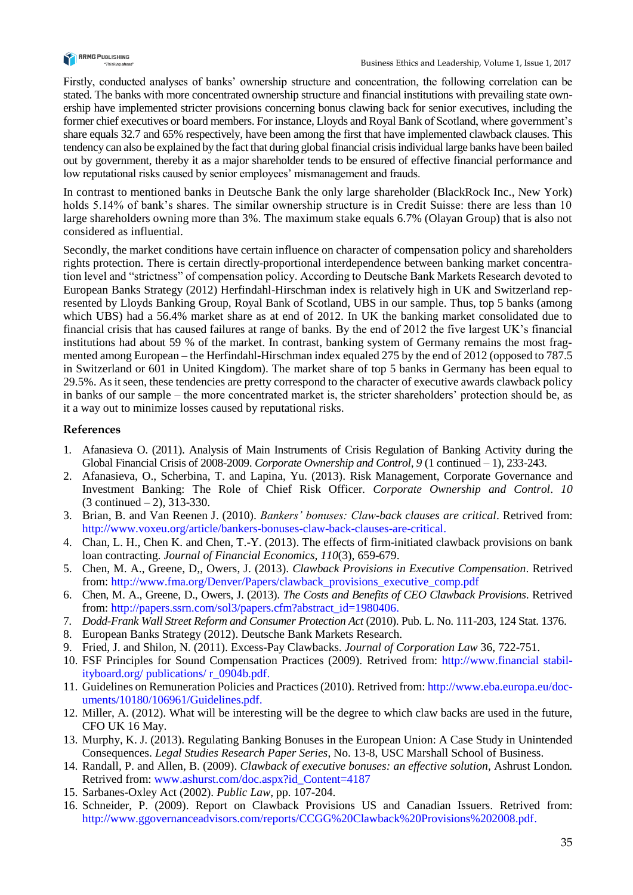Firstly, conducted analyses of banks' ownership structure and concentration, the following correlation can be stated. The banks with more concentrated ownership structure and financial institutions with prevailing state ownership have implemented stricter provisions concerning bonus clawing back for senior executives, including the former chief executives or board members. For instance, Lloyds and Royal Bank of Scotland, where government's share equals 32.7 and 65% respectively, have been among the first that have implemented clawback clauses. This tendency can also be explained by the fact that during global financial crisis individual large banks have been bailed out by government, thereby it as a major shareholder tends to be ensured of effective financial performance and low reputational risks caused by senior employees' mismanagement and frauds.

In contrast to mentioned banks in Deutsche Bank the only large shareholder (BlackRock Inc., New York) holds 5.14% of bank's shares. The similar ownership structure is in Credit Suisse: there are less than 10 large shareholders owning more than 3%. The maximum stake equals 6.7% (Olayan Group) that is also not considered as influential.

Secondly, the market conditions have certain influence on character of compensation policy and shareholders rights protection. There is certain directly-proportional interdependence between banking market concentration level and "strictness" of compensation policy. According to Deutsche Bank Markets Research devoted to European Banks Strategy (2012) Herfindahl-Hirschman index is relatively high in UK and Switzerland represented by Lloyds Banking Group, Royal Bank of Scotland, UBS in our sample. Thus, top 5 banks (among which UBS) had a 56.4% market share as at end of 2012. In UK the banking market consolidated due to financial crisis that has caused failures at range of banks. By the end of 2012 the five largest UK's financial institutions had about 59 % of the market. In contrast, banking system of Germany remains the most fragmented among European – the Herfindahl-Hirschman index equaled 275 by the end of 2012 (opposed to 787.5 in Switzerland or 601 in United Kingdom). The market share of top 5 banks in Germany has been equal to 29.5%. As it seen, these tendencies are pretty correspond to the character of executive awards clawback policy in banks of our sample – the more concentrated market is, the stricter shareholders' protection should be, as it a way out to minimize losses caused by reputational risks.

## References

1. Afanasieva O. (2011). Analysis of Main Instruments of Crisis Regulation of Banking Activity during the Global Financial Crisis of 2008-2009. *Corporate Ownership and Control*, *9* (1 continued – 1), 233-243.
2. Afanasieva, O., Scherbina, T. and Lapina, Yu. (2013). Risk Management, Corporate Governance and Investment Banking: The Role of Chief Risk Officer. *Corporate Ownership and Control*. *10* (3 continued – 2), 313-330.
3. Brian, B. and Van Reenen J. (2010). *Bankers' bonuses: Claw-back clauses are critical*. Retrived from: http://www.voxeu.org/article/bankers-bonuses-claw-back-clauses-are-critical.
4. Chan, L. H., Chen K. and Chen, T.-Y. (2013). The effects of firm-initiated clawback provisions on bank loan contracting. *Journal of Financial Economics*, *110*(3), 659-679.
5. Chen, M. A., Greene, D,, Owers, J. (2013). *Clawback Provisions in Executive Compensation*. Retrived from: http://www.fma.org/Denver/Papers/clawback_provisions_executive_comp.pdf
6. Chen, M. A., Greene, D., Owers, J. (2013). *The Costs and Benefits of CEO Clawback Provisions*. Retrived from: http://papers.ssrn.com/sol3/papers.cfm?abstract_id=1980406.
7. *Dodd-Frank Wall Street Reform and Consumer Protection Act* (2010). Pub. L. No. 111-203, 124 Stat. 1376.
8. European Banks Strategy (2012). Deutsche Bank Markets Research.
9. Fried, J. and Shilon, N. (2011). Excess-Pay Clawbacks. *Journal of Corporation Law* 36, 722-751.
10. FSF Principles for Sound Compensation Practices (2009). Retrived from: http://www.financial stabilityboard.org/ publications/ r_0904b.pdf.
11. Guidelines on Remuneration Policies and Practices (2010). Retrived from: http://www.eba.europa.eu/documents/10180/106961/Guidelines.pdf.
12. Miller, A. (2012). What will be interesting will be the degree to which claw backs are used in the future, CFO UK 16 May.
13. Murphy, K. J. (2013). Regulating Banking Bonuses in the European Union: A Case Study in Unintended Consequences. *Legal Studies Research Paper Series*, No. 13-8, USC Marshall School of Business.
14. Randall, P. and Allen, B. (2009). *Clawback of executive bonuses: an effective solution*, Ashrust London. Retrived from: www.ashurst.com/doc.aspx?id_Content=4187
15. Sarbanes-Oxley Act (2002). *Public Law*, pp. 107-204.
16. Schneider, P. (2009). Report on Clawback Provisions US and Canadian Issuers. Retrived from: http://www.ggovernanceadvisors.com/reports/CCGG%20Clawback%20Provisions%202008.pdf.